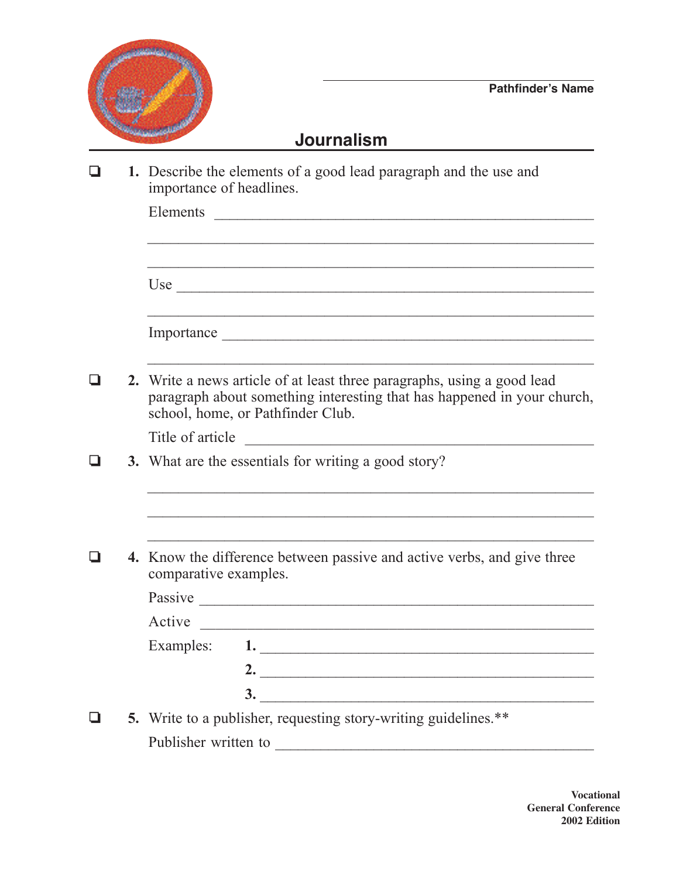Pathfinder's Name: ______________________

# Journalism

❑ **1.** Describe the elements of a good lead paragraph and the use and importance of headlines.

Elements ______________________________________________

______________________________________________

______________________________________________

Use ______________________________________________

______________________________________________

Importance ______________________________________________

______________________________________________

❑ **2.** Write a news article of at least three paragraphs, using a good lead paragraph about something interesting that has happened in your church, school, home, or Pathfinder Club.

Title of article ______________________________________________

❑ **3.** What are the essentials for writing a good story?

______________________________________________

______________________________________________

______________________________________________

❑ **4.** Know the difference between passive and active verbs, and give three comparative examples.

Passive ______________________________________________

Active ______________________________________________

Examples:

**1.** ______________________________________________

**2.** ______________________________________________

**3.** ______________________________________________

❑ **5.** Write to a publisher, requesting story-writing guidelines.**

Publisher written to ______________________________________________

**Vocational**
**General Conference**
**2002 Edition**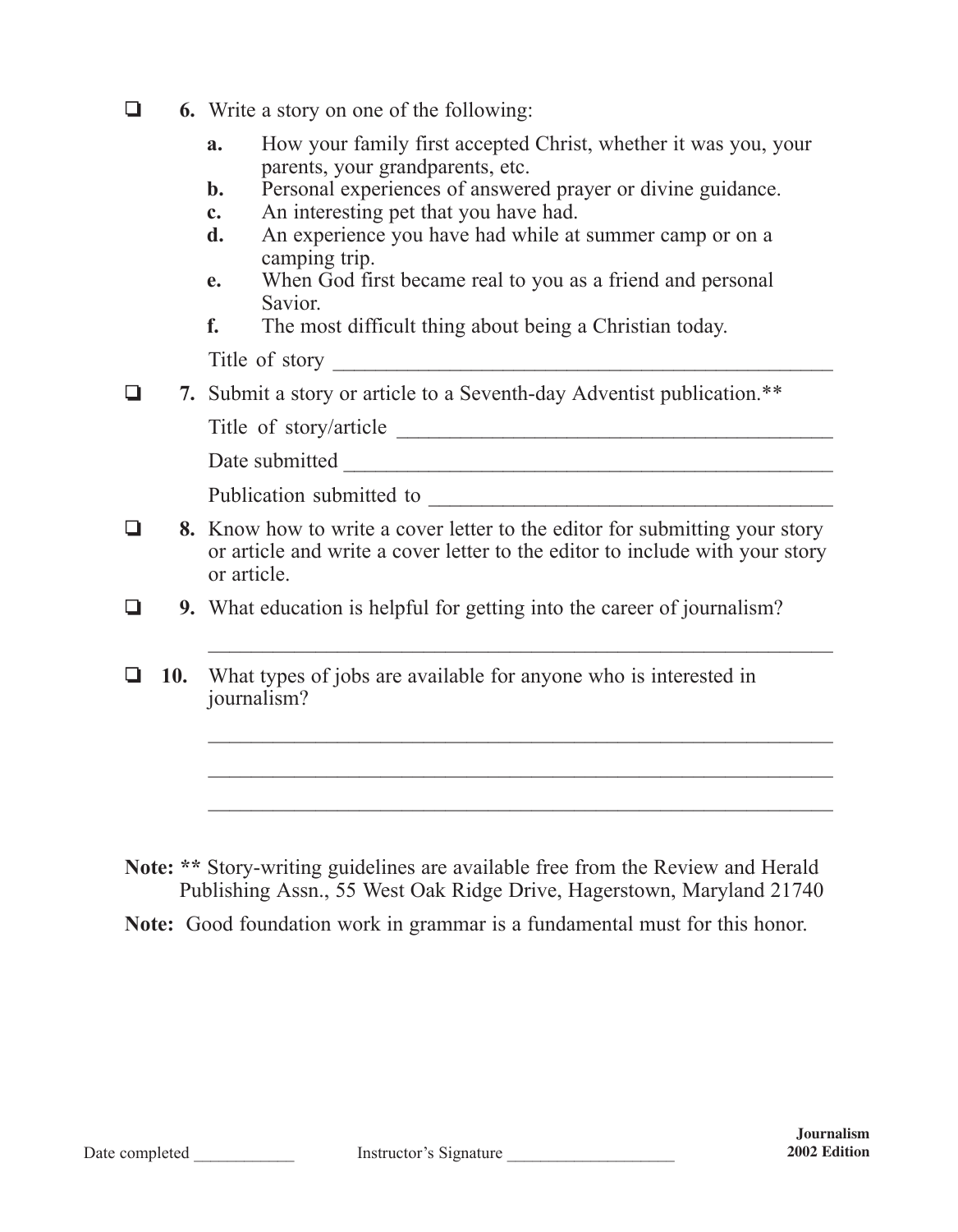- ❏ **6.** Write a story on one of the following:

  **a.** How your family first accepted Christ, whether it was you, your parents, your grandparents, etc.
  **b.** Personal experiences of answered prayer or divine guidance.
  **c.** An interesting pet that you have had.
  **d.** An experience you have had while at summer camp or on a camping trip.
  **e.** When God first became real to you as a friend and personal Savior.
  **f.** The most difficult thing about being a Christian today.

  Title of story ______________________________________________

- ❏ **7.** Submit a story or article to a Seventh-day Adventist publication.**

  Title of story/article ________________________________________

  Date submitted ______________________________________________

  Publication submitted to ____________________________________

- ❏ **8.** Know how to write a cover letter to the editor for submitting your story or article and write a cover letter to the editor to include with your story or article.

- ❏ **9.** What education is helpful for getting into the career of journalism?

  ___________________________________________________________

- ❏ **10.** What types of jobs are available for anyone who is interested in journalism?

  ___________________________________________________________

  ___________________________________________________________

  ___________________________________________________________

**Note:** ** Story-writing guidelines are available free from the Review and Herald Publishing Assn., 55 West Oak Ridge Drive, Hagerstown, Maryland 21740

**Note:** Good foundation work in grammar is a fundamental must for this honor.

Date completed ____________ Instructor's Signature ____________________

**Journalism**
**2002 Edition**